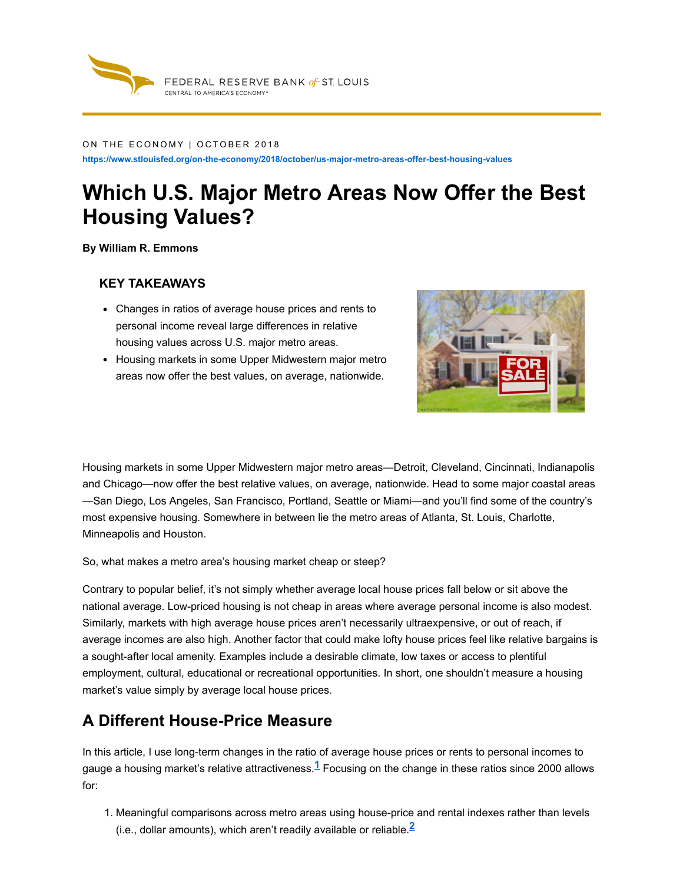ON THE ECONOMY | OCTOBER 2018

https://www.stlouisfed.org/on-the-economy/2018/october/us-major-metro-areas-offer-best-housing-values

# Which U.S. Major Metro Areas Now Offer the Best Housing Values?

**By William R. Emmons**

### KEY TAKEAWAYS

- Changes in ratios of average house prices and rents to personal income reveal large differences in relative housing values across U.S. major metro areas.
- Housing markets in some Upper Midwestern major metro areas now offer the best values, on average, nationwide.

Housing markets in some Upper Midwestern major metro areas—Detroit, Cleveland, Cincinnati, Indianapolis and Chicago—now offer the best relative values, on average, nationwide. Head to some major coastal areas—San Diego, Los Angeles, San Francisco, Portland, Seattle or Miami—and you'll find some of the country's most expensive housing. Somewhere in between lie the metro areas of Atlanta, St. Louis, Charlotte, Minneapolis and Houston.

So, what makes a metro area's housing market cheap or steep?

Contrary to popular belief, it's not simply whether average local house prices fall below or sit above the national average. Low-priced housing is not cheap in areas where average personal income is also modest. Similarly, markets with high average house prices aren't necessarily ultraexpensive, or out of reach, if average incomes are also high. Another factor that could make lofty house prices feel like relative bargains is a sought-after local amenity. Examples include a desirable climate, low taxes or access to plentiful employment, cultural, educational or recreational opportunities. In short, one shouldn't measure a housing market's value simply by average local house prices.

## A Different House-Price Measure

In this article, I use long-term changes in the ratio of average house prices or rents to personal incomes to gauge a housing market's relative attractiveness.[1] Focusing on the change in these ratios since 2000 allows for:

1. Meaningful comparisons across metro areas using house-price and rental indexes rather than levels (i.e., dollar amounts), which aren't readily available or reliable.[2]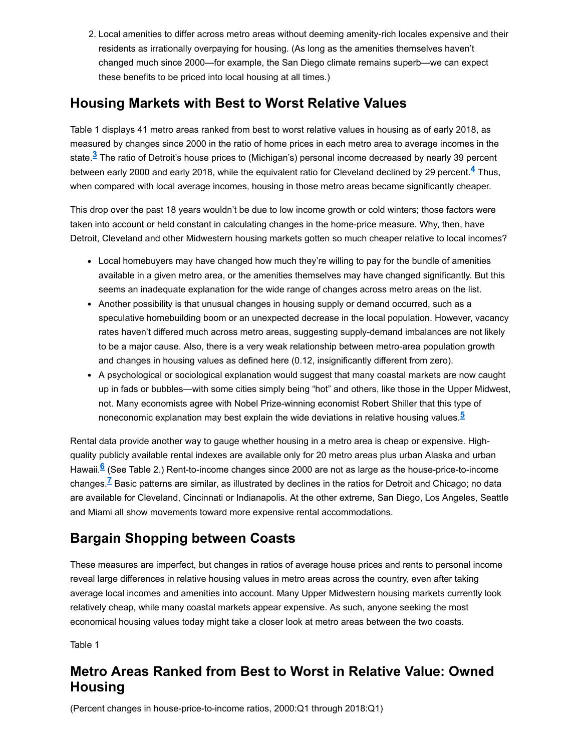2. Local amenities to differ across metro areas without deeming amenity-rich locales expensive and their residents as irrationally overpaying for housing. (As long as the amenities themselves haven't changed much since 2000—for example, the San Diego climate remains superb—we can expect these benefits to be priced into local housing at all times.)

## Housing Markets with Best to Worst Relative Values

Table 1 displays 41 metro areas ranked from best to worst relative values in housing as of early 2018, as measured by changes since 2000 in the ratio of home prices in each metro area to average incomes in the state.[3] The ratio of Detroit's house prices to (Michigan's) personal income decreased by nearly 39 percent between early 2000 and early 2018, while the equivalent ratio for Cleveland declined by 29 percent.[4] Thus, when compared with local average incomes, housing in those metro areas became significantly cheaper.

This drop over the past 18 years wouldn't be due to low income growth or cold winters; those factors were taken into account or held constant in calculating changes in the home-price measure. Why, then, have Detroit, Cleveland and other Midwestern housing markets gotten so much cheaper relative to local incomes?

- Local homebuyers may have changed how much they're willing to pay for the bundle of amenities available in a given metro area, or the amenities themselves may have changed significantly. But this seems an inadequate explanation for the wide range of changes across metro areas on the list.
- Another possibility is that unusual changes in housing supply or demand occurred, such as a speculative homebuilding boom or an unexpected decrease in the local population. However, vacancy rates haven't differed much across metro areas, suggesting supply-demand imbalances are not likely to be a major cause. Also, there is a very weak relationship between metro-area population growth and changes in housing values as defined here (0.12, insignificantly different from zero).
- A psychological or sociological explanation would suggest that many coastal markets are now caught up in fads or bubbles—with some cities simply being "hot" and others, like those in the Upper Midwest, not. Many economists agree with Nobel Prize-winning economist Robert Shiller that this type of noneconomic explanation may best explain the wide deviations in relative housing values.[5]

Rental data provide another way to gauge whether housing in a metro area is cheap or expensive. High-quality publicly available rental indexes are available only for 20 metro areas plus urban Alaska and urban Hawaii.[6] (See Table 2.) Rent-to-income changes since 2000 are not as large as the house-price-to-income changes.[7] Basic patterns are similar, as illustrated by declines in the ratios for Detroit and Chicago; no data are available for Cleveland, Cincinnati or Indianapolis. At the other extreme, San Diego, Los Angeles, Seattle and Miami all show movements toward more expensive rental accommodations.

## Bargain Shopping between Coasts

These measures are imperfect, but changes in ratios of average house prices and rents to personal income reveal large differences in relative housing values in metro areas across the country, even after taking average local incomes and amenities into account. Many Upper Midwestern housing markets currently look relatively cheap, while many coastal markets appear expensive. As such, anyone seeking the most economical housing values today might take a closer look at metro areas between the two coasts.

Table 1

## Metro Areas Ranked from Best to Worst in Relative Value: Owned Housing

(Percent changes in house-price-to-income ratios, 2000:Q1 through 2018:Q1)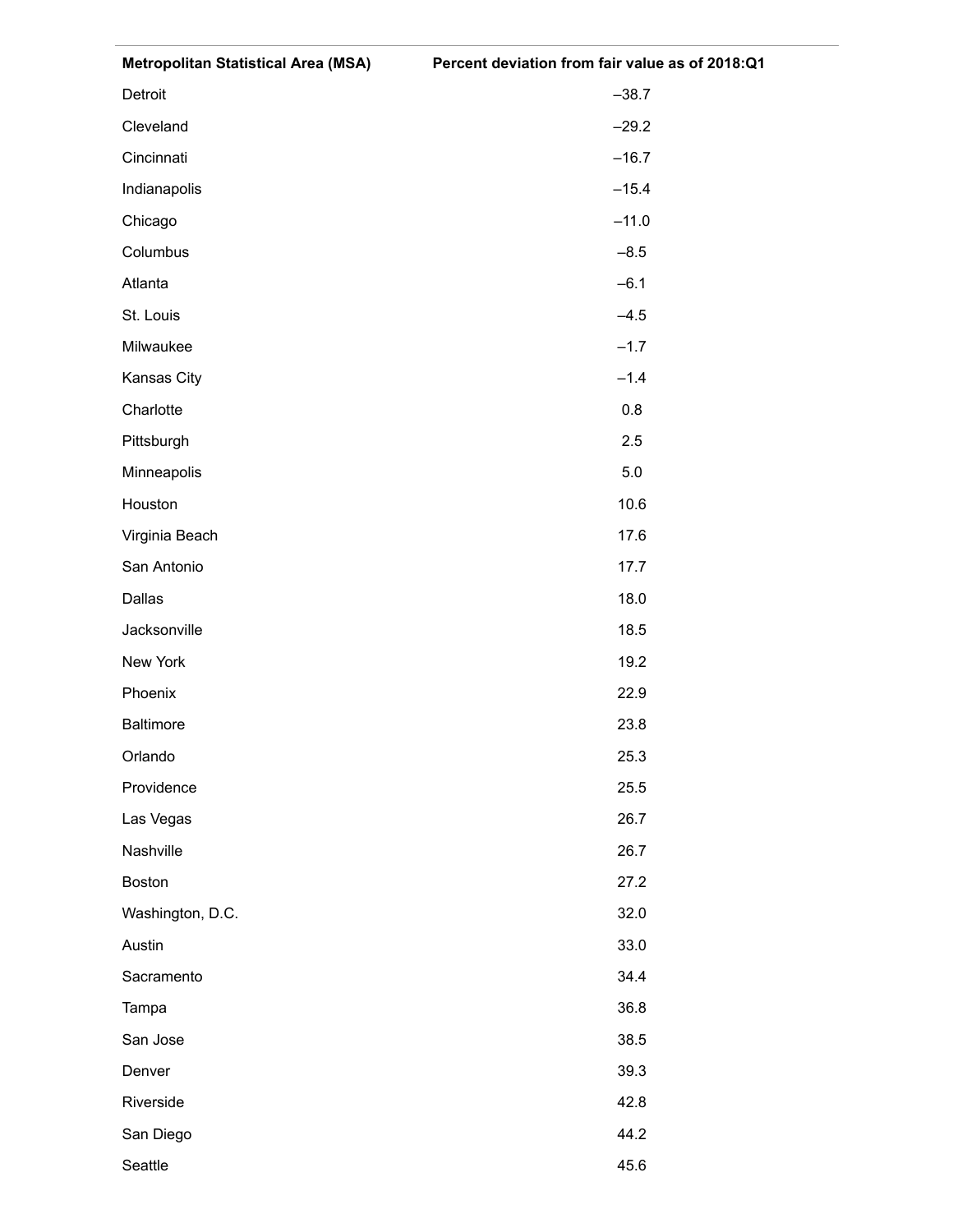| Metropolitan Statistical Area (MSA) | Percent deviation from fair value as of 2018:Q1 |
|---|---|
| Detroit | –38.7 |
| Cleveland | –29.2 |
| Cincinnati | –16.7 |
| Indianapolis | –15.4 |
| Chicago | –11.0 |
| Columbus | –8.5 |
| Atlanta | –6.1 |
| St. Louis | –4.5 |
| Milwaukee | –1.7 |
| Kansas City | –1.4 |
| Charlotte | 0.8 |
| Pittsburgh | 2.5 |
| Minneapolis | 5.0 |
| Houston | 10.6 |
| Virginia Beach | 17.6 |
| San Antonio | 17.7 |
| Dallas | 18.0 |
| Jacksonville | 18.5 |
| New York | 19.2 |
| Phoenix | 22.9 |
| Baltimore | 23.8 |
| Orlando | 25.3 |
| Providence | 25.5 |
| Las Vegas | 26.7 |
| Nashville | 26.7 |
| Boston | 27.2 |
| Washington, D.C. | 32.0 |
| Austin | 33.0 |
| Sacramento | 34.4 |
| Tampa | 36.8 |
| San Jose | 38.5 |
| Denver | 39.3 |
| Riverside | 42.8 |
| San Diego | 44.2 |
| Seattle | 45.6 |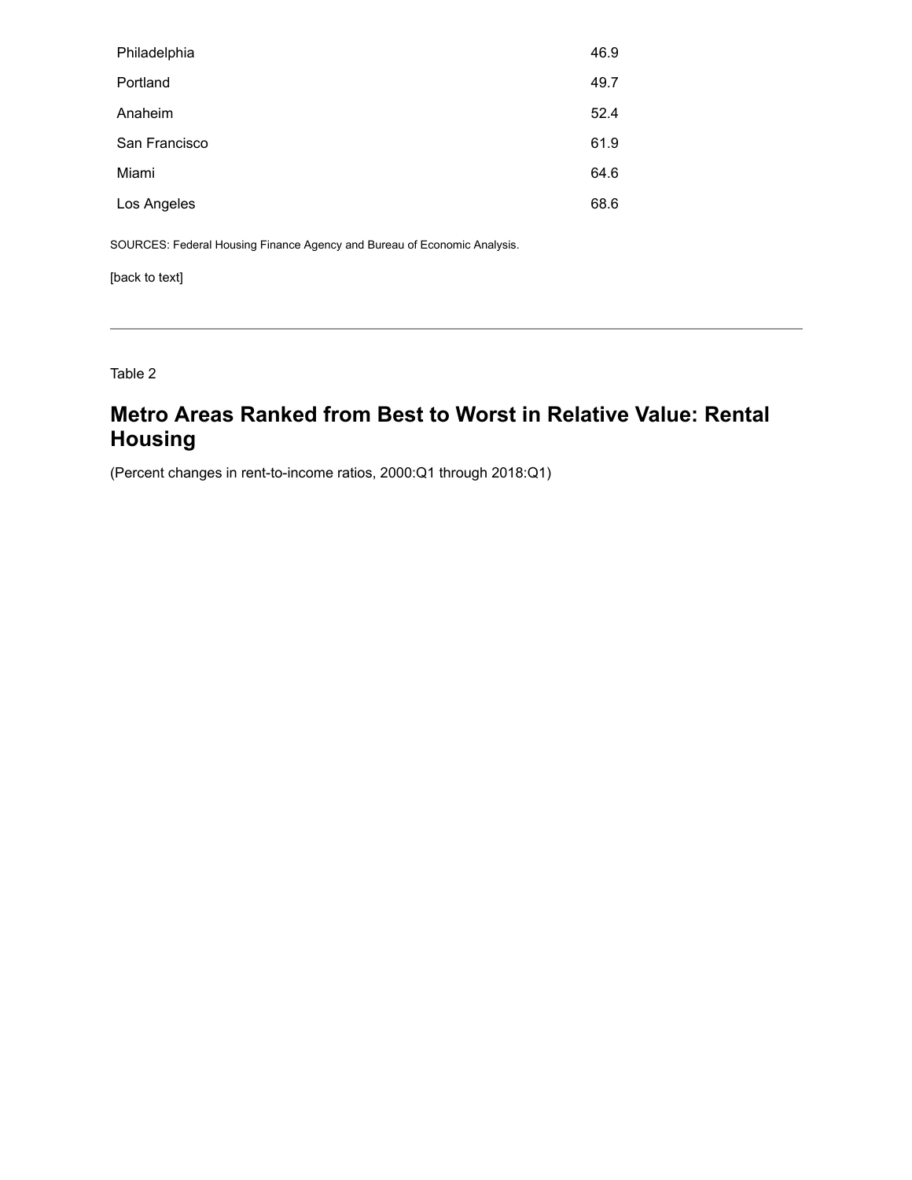| | |
|---|---|
| Philadelphia | 46.9 |
| Portland | 49.7 |
| Anaheim | 52.4 |
| San Francisco | 61.9 |
| Miami | 64.6 |
| Los Angeles | 68.6 |

SOURCES: Federal Housing Finance Agency and Bureau of Economic Analysis.

[back to text]

---

Table 2

## Metro Areas Ranked from Best to Worst in Relative Value: Rental Housing

(Percent changes in rent-to-income ratios, 2000:Q1 through 2018:Q1)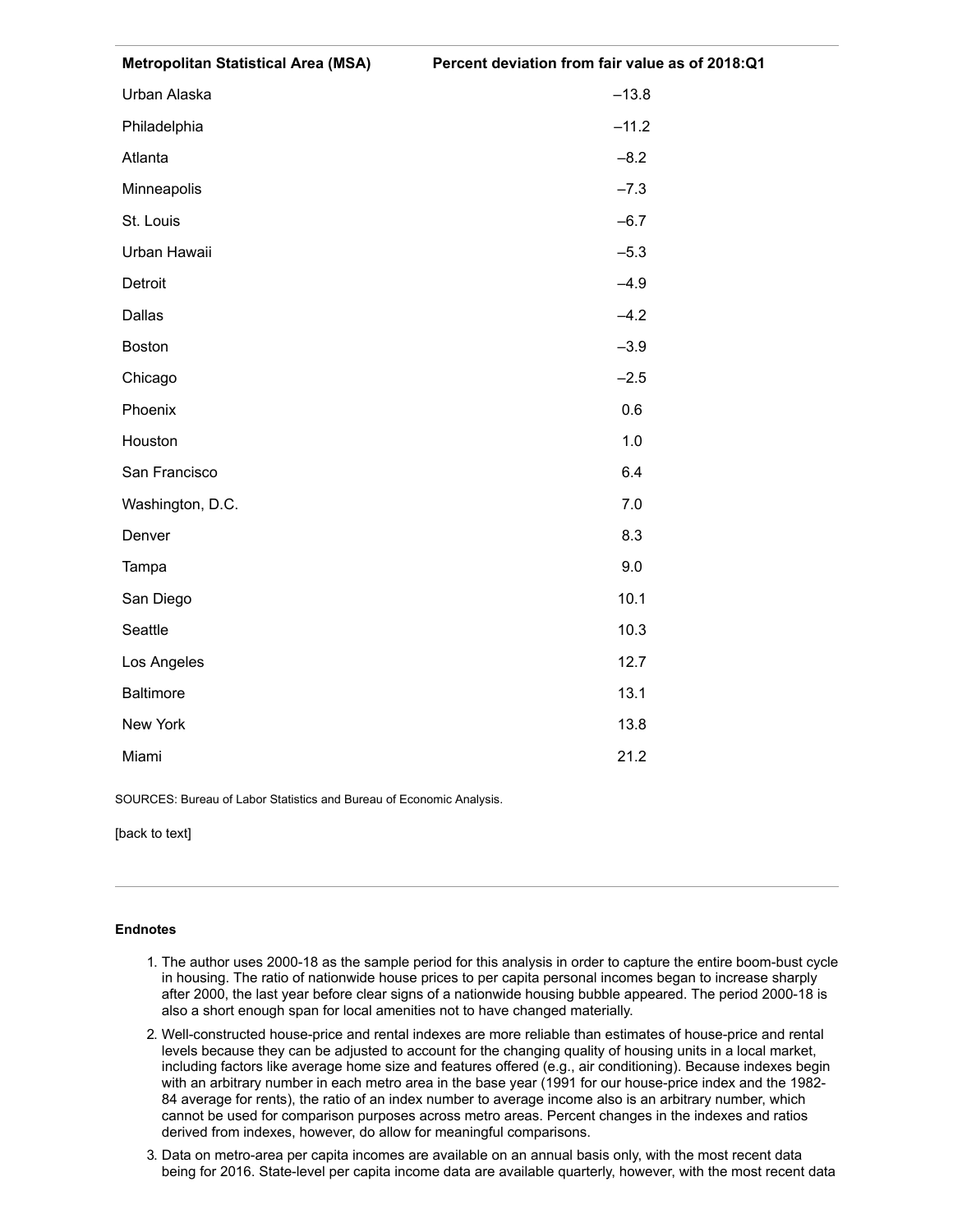| Metropolitan Statistical Area (MSA) | Percent deviation from fair value as of 2018:Q1 |
| --- | --- |
| Urban Alaska | –13.8 |
| Philadelphia | –11.2 |
| Atlanta | –8.2 |
| Minneapolis | –7.3 |
| St. Louis | –6.7 |
| Urban Hawaii | –5.3 |
| Detroit | –4.9 |
| Dallas | –4.2 |
| Boston | –3.9 |
| Chicago | –2.5 |
| Phoenix | 0.6 |
| Houston | 1.0 |
| San Francisco | 6.4 |
| Washington, D.C. | 7.0 |
| Denver | 8.3 |
| Tampa | 9.0 |
| San Diego | 10.1 |
| Seattle | 10.3 |
| Los Angeles | 12.7 |
| Baltimore | 13.1 |
| New York | 13.8 |
| Miami | 21.2 |

SOURCES: Bureau of Labor Statistics and Bureau of Economic Analysis.

[back to text]

**Endnotes**

1. The author uses 2000-18 as the sample period for this analysis in order to capture the entire boom-bust cycle in housing. The ratio of nationwide house prices to per capita personal incomes began to increase sharply after 2000, the last year before clear signs of a nationwide housing bubble appeared. The period 2000-18 is also a short enough span for local amenities not to have changed materially.
2. Well-constructed house-price and rental indexes are more reliable than estimates of house-price and rental levels because they can be adjusted to account for the changing quality of housing units in a local market, including factors like average home size and features offered (e.g., air conditioning). Because indexes begin with an arbitrary number in each metro area in the base year (1991 for our house-price index and the 1982-84 average for rents), the ratio of an index number to average income also is an arbitrary number, which cannot be used for comparison purposes across metro areas. Percent changes in the indexes and ratios derived from indexes, however, do allow for meaningful comparisons.
3. Data on metro-area per capita incomes are available on an annual basis only, with the most recent data being for 2016. State-level per capita income data are available quarterly, however, with the most recent data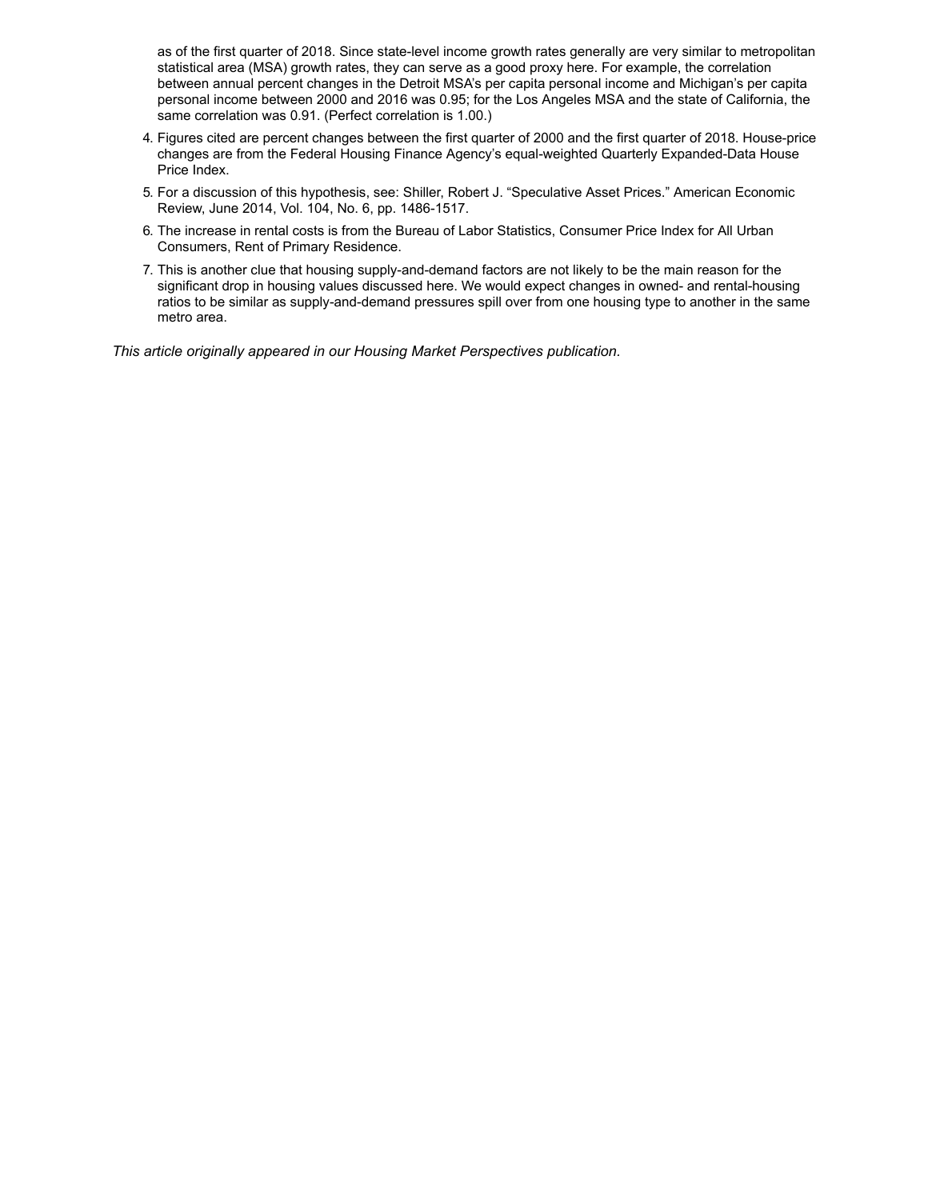as of the first quarter of 2018. Since state-level income growth rates generally are very similar to metropolitan statistical area (MSA) growth rates, they can serve as a good proxy here. For example, the correlation between annual percent changes in the Detroit MSA's per capita personal income and Michigan's per capita personal income between 2000 and 2016 was 0.95; for the Los Angeles MSA and the state of California, the same correlation was 0.91. (Perfect correlation is 1.00.)

4. Figures cited are percent changes between the first quarter of 2000 and the first quarter of 2018. House-price changes are from the Federal Housing Finance Agency's equal-weighted Quarterly Expanded-Data House Price Index.
5. For a discussion of this hypothesis, see: Shiller, Robert J. "Speculative Asset Prices." American Economic Review, June 2014, Vol. 104, No. 6, pp. 1486-1517.
6. The increase in rental costs is from the Bureau of Labor Statistics, Consumer Price Index for All Urban Consumers, Rent of Primary Residence.
7. This is another clue that housing supply-and-demand factors are not likely to be the main reason for the significant drop in housing values discussed here. We would expect changes in owned- and rental-housing ratios to be similar as supply-and-demand pressures spill over from one housing type to another in the same metro area.

*This article originally appeared in our Housing Market Perspectives publication.*